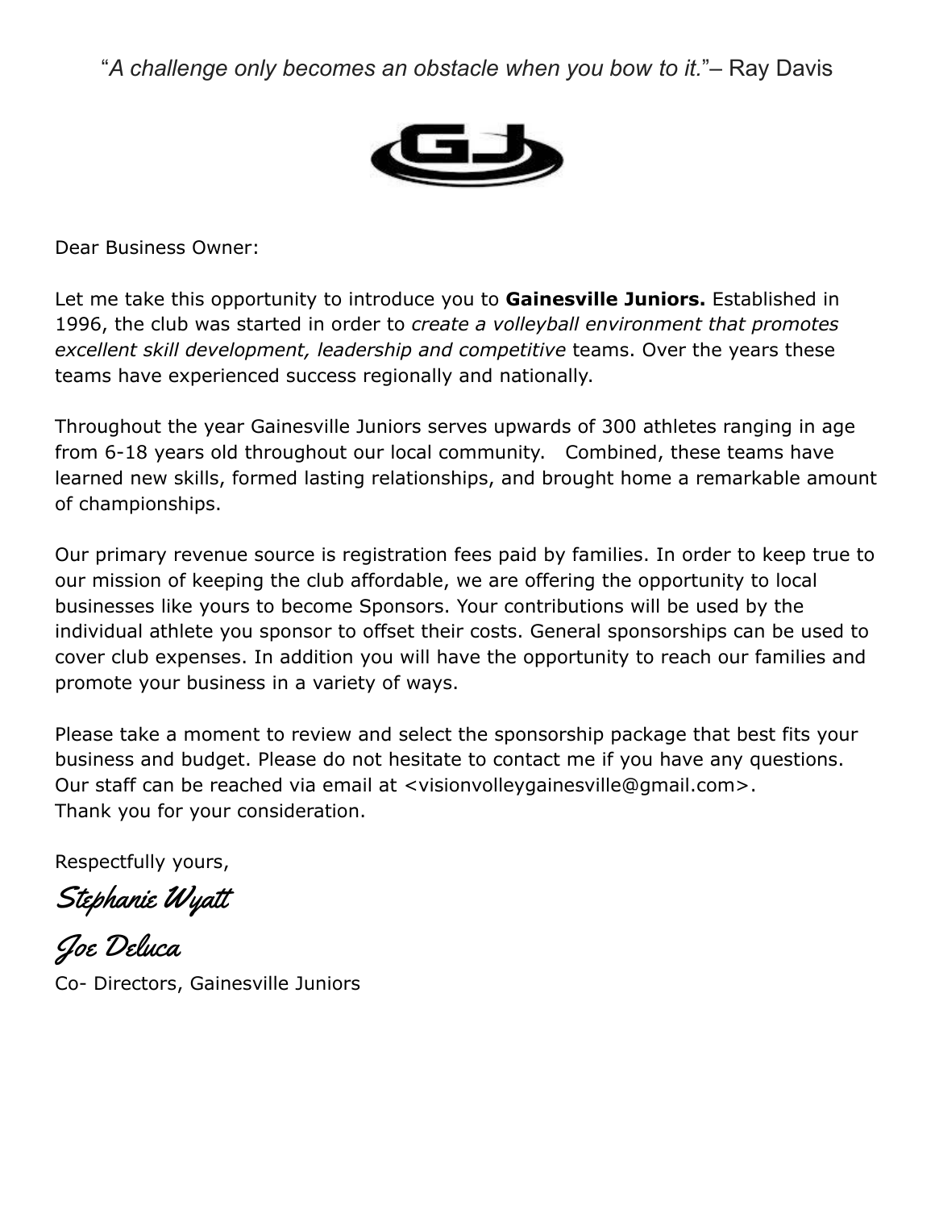"*A challenge only becomes an obstacle when you bow to it.*"– Ray Davis

Dear Business Owner:

Let me take this opportunity to introduce you to **Gainesville Juniors.** Established in 1996, the club was started in order to *create a volleyball environment that promotes excellent skill development, leadership and competitive* teams. Over the years these teams have experienced success regionally and nationally.

Throughout the year Gainesville Juniors serves upwards of 300 athletes ranging in age from 6-18 years old throughout our local community. Combined, these teams have learned new skills, formed lasting relationships, and brought home a remarkable amount of championships.

Our primary revenue source is registration fees paid by families. In order to keep true to our mission of keeping the club affordable, we are offering the opportunity to local businesses like yours to become Sponsors. Your contributions will be used by the individual athlete you sponsor to offset their costs. General sponsorships can be used to cover club expenses. In addition you will have the opportunity to reach our families and promote your business in a variety of ways.

Please take a moment to review and select the sponsorship package that best fits your business and budget. Please do not hesitate to contact me if you have any questions. Our staff can be reached via email at <visionvolleygainesville@gmail.com>.
Thank you for your consideration.

Respectfully yours,

*Stephanie Wyatt*

*Joe Deluca*

Co- Directors, Gainesville Juniors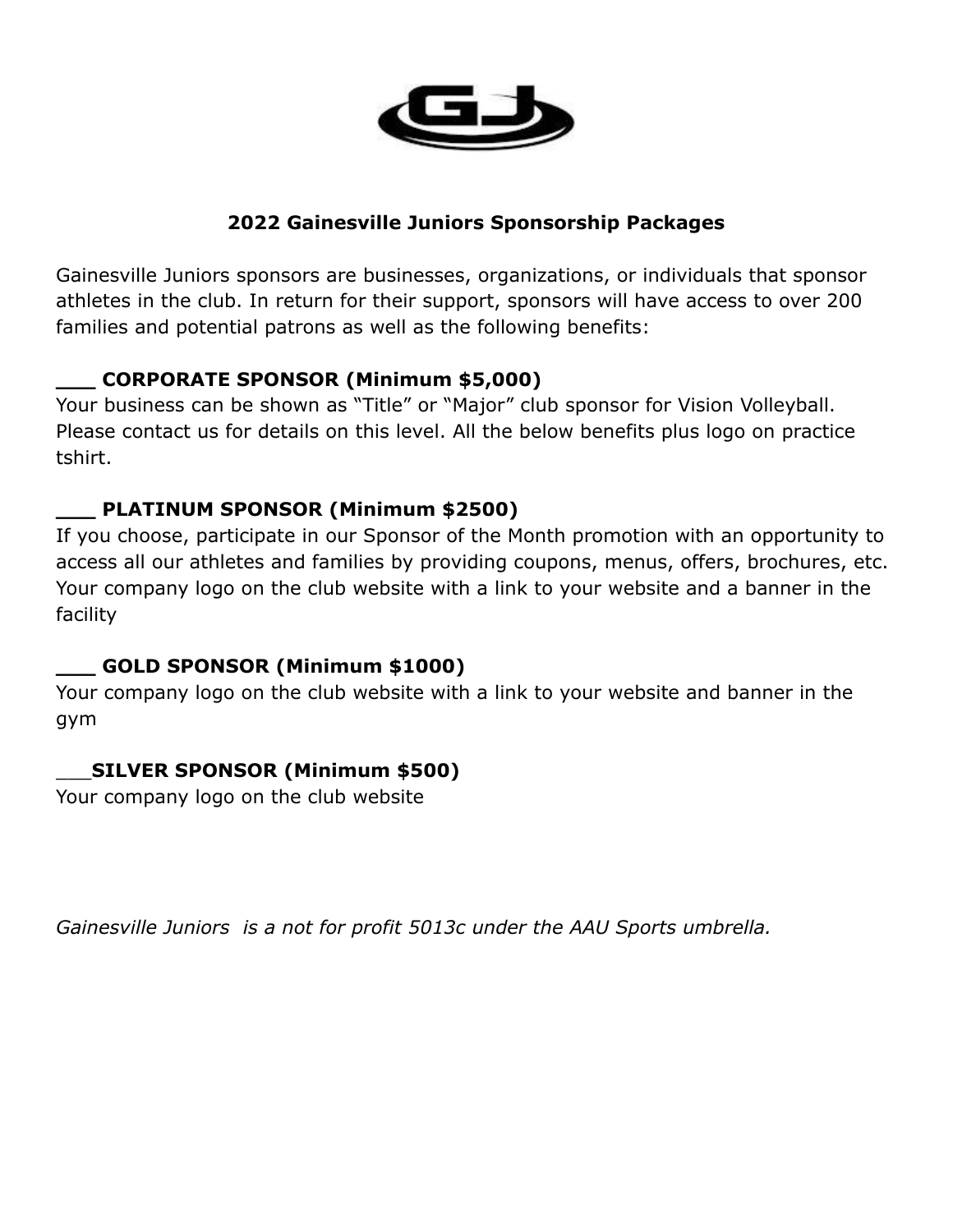## 2022 Gainesville Juniors Sponsorship Packages

Gainesville Juniors sponsors are businesses, organizations, or individuals that sponsor athletes in the club. In return for their support, sponsors will have access to over 200 families and potential patrons as well as the following benefits:

**___ CORPORATE SPONSOR (Minimum $5,000)**
Your business can be shown as "Title" or "Major" club sponsor for Vision Volleyball. Please contact us for details on this level. All the below benefits plus logo on practice tshirt.

**___ PLATINUM SPONSOR (Minimum $2500)**
If you choose, participate in our Sponsor of the Month promotion with an opportunity to access all our athletes and families by providing coupons, menus, offers, brochures, etc. Your company logo on the club website with a link to your website and a banner in the facility

**___ GOLD SPONSOR (Minimum $1000)**
Your company logo on the club website with a link to your website and banner in the gym

___**SILVER SPONSOR (Minimum $500)**
Your company logo on the club website

*Gainesville Juniors is a not for profit 5013c under the AAU Sports umbrella.*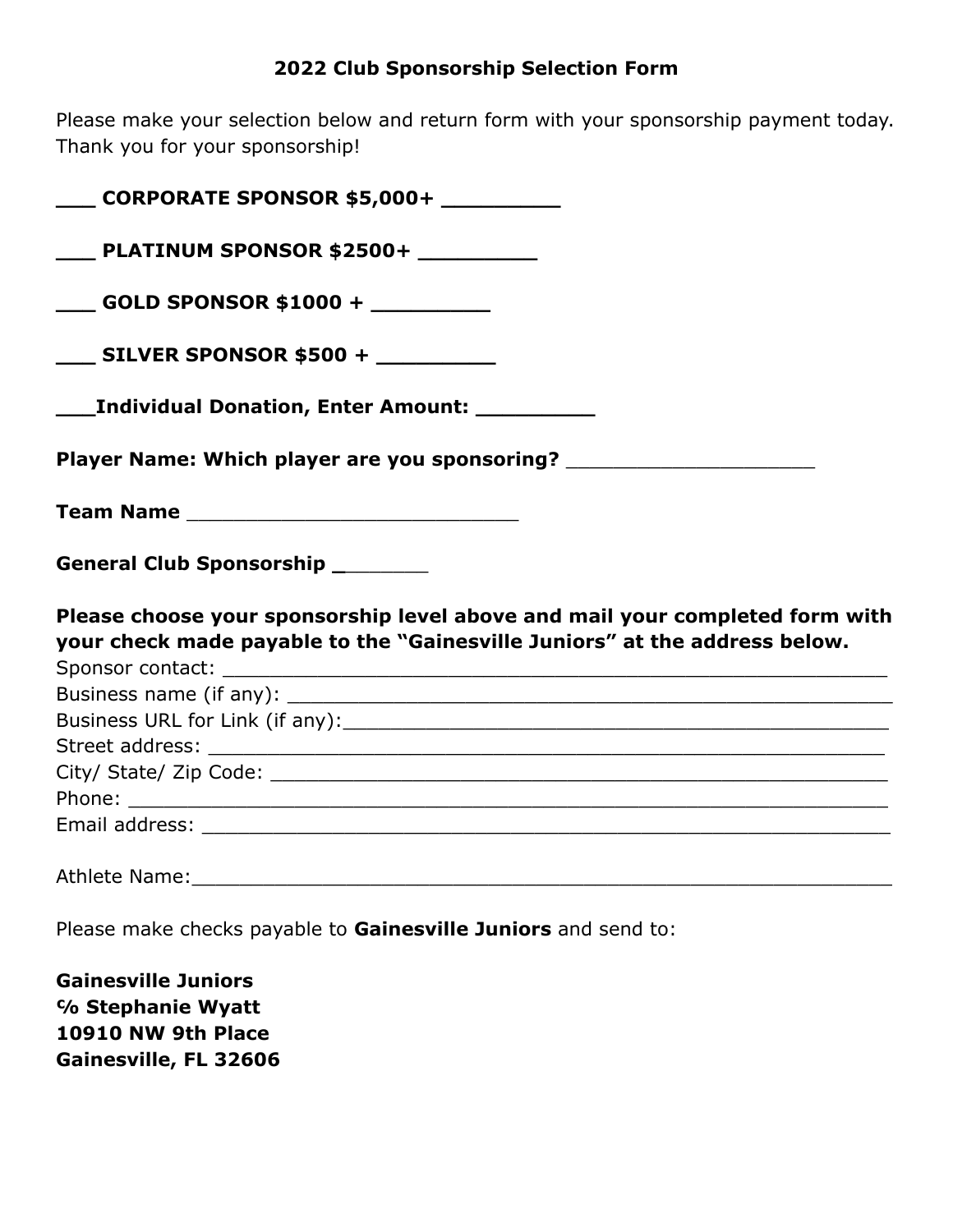## 2022 Club Sponsorship Selection Form

Please make your selection below and return form with your sponsorship payment today. Thank you for your sponsorship!

**___ CORPORATE SPONSOR $5,000+ _________**

**___ PLATINUM SPONSOR $2500+ _________**

**___ GOLD SPONSOR $1000 + _________**

**___ SILVER SPONSOR $500 + _________**

**___Individual Donation, Enter Amount: _________**

**Player Name: Which player are you sponsoring? ____________________**

**Team Name ___________________________**

**General Club Sponsorship ________**

**Please choose your sponsorship level above and mail your completed form with your check made payable to the "Gainesville Juniors" at the address below.**

Sponsor contact: ______________________________________________________
Business name (if any): _________________________________________________
Business URL for Link (if any):___________________________________________
Street address: _______________________________________________________
City/ State/ Zip Code: __________________________________________________
Phone: ______________________________________________________________
Email address: ________________________________________________________

Athlete Name:__________________________________________________________

Please make checks payable to **Gainesville Juniors** and send to:

**Gainesville Juniors**
**℅ Stephanie Wyatt**
**10910 NW 9th Place**
**Gainesville, FL 32606**